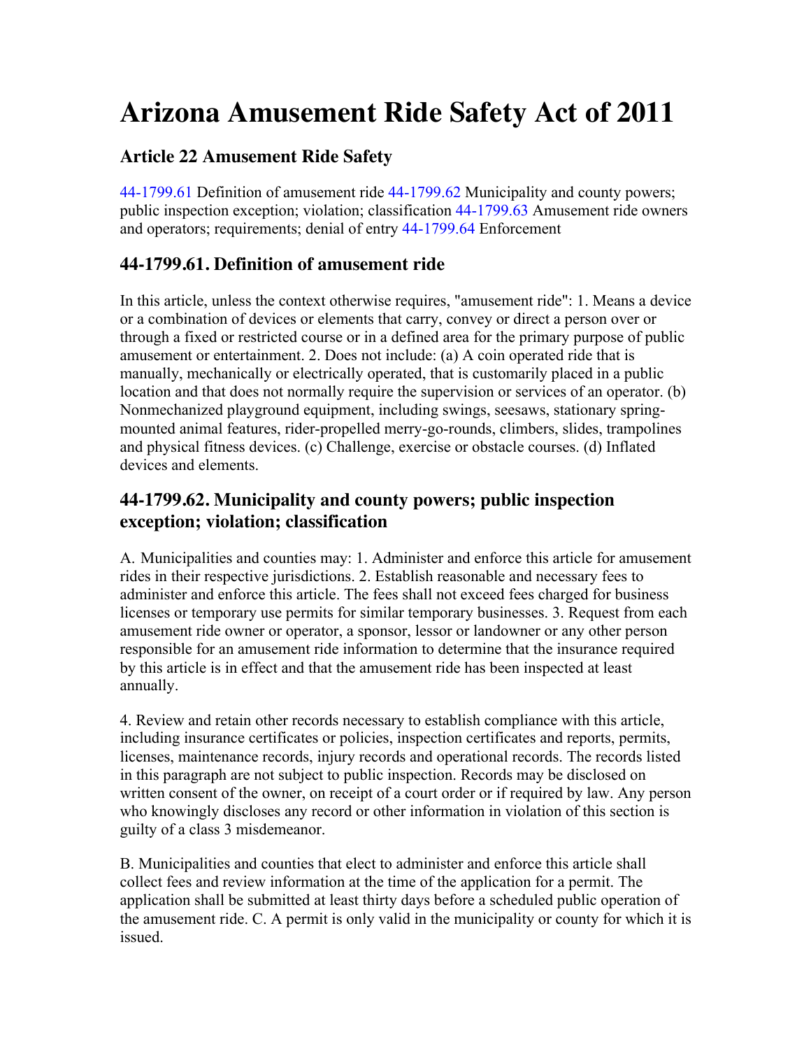# Arizona Amusement Ride Safety Act of 2011

## Article 22 Amusement Ride Safety

44-1799.61 Definition of amusement ride 44-1799.62 Municipality and county powers; public inspection exception; violation; classification 44-1799.63 Amusement ride owners and operators; requirements; denial of entry 44-1799.64 Enforcement

## 44-1799.61. Definition of amusement ride

In this article, unless the context otherwise requires, "amusement ride": 1. Means a device or a combination of devices or elements that carry, convey or direct a person over or through a fixed or restricted course or in a defined area for the primary purpose of public amusement or entertainment. 2. Does not include: (a) A coin operated ride that is manually, mechanically or electrically operated, that is customarily placed in a public location and that does not normally require the supervision or services of an operator. (b) Nonmechanized playground equipment, including swings, seesaws, stationary spring-mounted animal features, rider-propelled merry-go-rounds, climbers, slides, trampolines and physical fitness devices. (c) Challenge, exercise or obstacle courses. (d) Inflated devices and elements.

## 44-1799.62. Municipality and county powers; public inspection exception; violation; classification

A. Municipalities and counties may: 1. Administer and enforce this article for amusement rides in their respective jurisdictions. 2. Establish reasonable and necessary fees to administer and enforce this article. The fees shall not exceed fees charged for business licenses or temporary use permits for similar temporary businesses. 3. Request from each amusement ride owner or operator, a sponsor, lessor or landowner or any other person responsible for an amusement ride information to determine that the insurance required by this article is in effect and that the amusement ride has been inspected at least annually.

4. Review and retain other records necessary to establish compliance with this article, including insurance certificates or policies, inspection certificates and reports, permits, licenses, maintenance records, injury records and operational records. The records listed in this paragraph are not subject to public inspection. Records may be disclosed on written consent of the owner, on receipt of a court order or if required by law. Any person who knowingly discloses any record or other information in violation of this section is guilty of a class 3 misdemeanor.

B. Municipalities and counties that elect to administer and enforce this article shall collect fees and review information at the time of the application for a permit. The application shall be submitted at least thirty days before a scheduled public operation of the amusement ride. C. A permit is only valid in the municipality or county for which it is issued.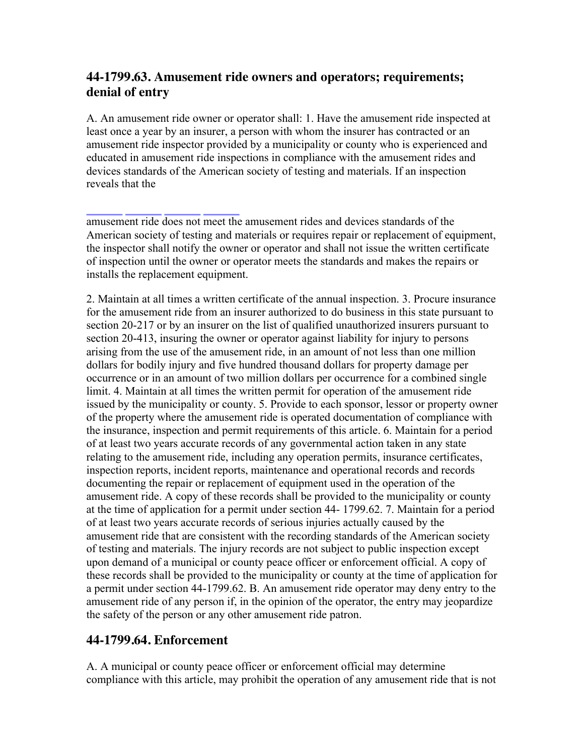## 44-1799.63. Amusement ride owners and operators; requirements; denial of entry

A. An amusement ride owner or operator shall: 1. Have the amusement ride inspected at least once a year by an insurer, a person with whom the insurer has contracted or an amusement ride inspector provided by a municipality or county who is experienced and educated in amusement ride inspections in compliance with the amusement rides and devices standards of the American society of testing and materials. If an inspection reveals that the

amusement ride does not meet the amusement rides and devices standards of the American society of testing and materials or requires repair or replacement of equipment, the inspector shall notify the owner or operator and shall not issue the written certificate of inspection until the owner or operator meets the standards and makes the repairs or installs the replacement equipment.

2. Maintain at all times a written certificate of the annual inspection. 3. Procure insurance for the amusement ride from an insurer authorized to do business in this state pursuant to section 20-217 or by an insurer on the list of qualified unauthorized insurers pursuant to section 20-413, insuring the owner or operator against liability for injury to persons arising from the use of the amusement ride, in an amount of not less than one million dollars for bodily injury and five hundred thousand dollars for property damage per occurrence or in an amount of two million dollars per occurrence for a combined single limit. 4. Maintain at all times the written permit for operation of the amusement ride issued by the municipality or county. 5. Provide to each sponsor, lessor or property owner of the property where the amusement ride is operated documentation of compliance with the insurance, inspection and permit requirements of this article. 6. Maintain for a period of at least two years accurate records of any governmental action taken in any state relating to the amusement ride, including any operation permits, insurance certificates, inspection reports, incident reports, maintenance and operational records and records documenting the repair or replacement of equipment used in the operation of the amusement ride. A copy of these records shall be provided to the municipality or county at the time of application for a permit under section 44- 1799.62. 7. Maintain for a period of at least two years accurate records of serious injuries actually caused by the amusement ride that are consistent with the recording standards of the American society of testing and materials. The injury records are not subject to public inspection except upon demand of a municipal or county peace officer or enforcement official. A copy of these records shall be provided to the municipality or county at the time of application for a permit under section 44-1799.62. B. An amusement ride operator may deny entry to the amusement ride of any person if, in the opinion of the operator, the entry may jeopardize the safety of the person or any other amusement ride patron.

## 44-1799.64. Enforcement

A. A municipal or county peace officer or enforcement official may determine compliance with this article, may prohibit the operation of any amusement ride that is not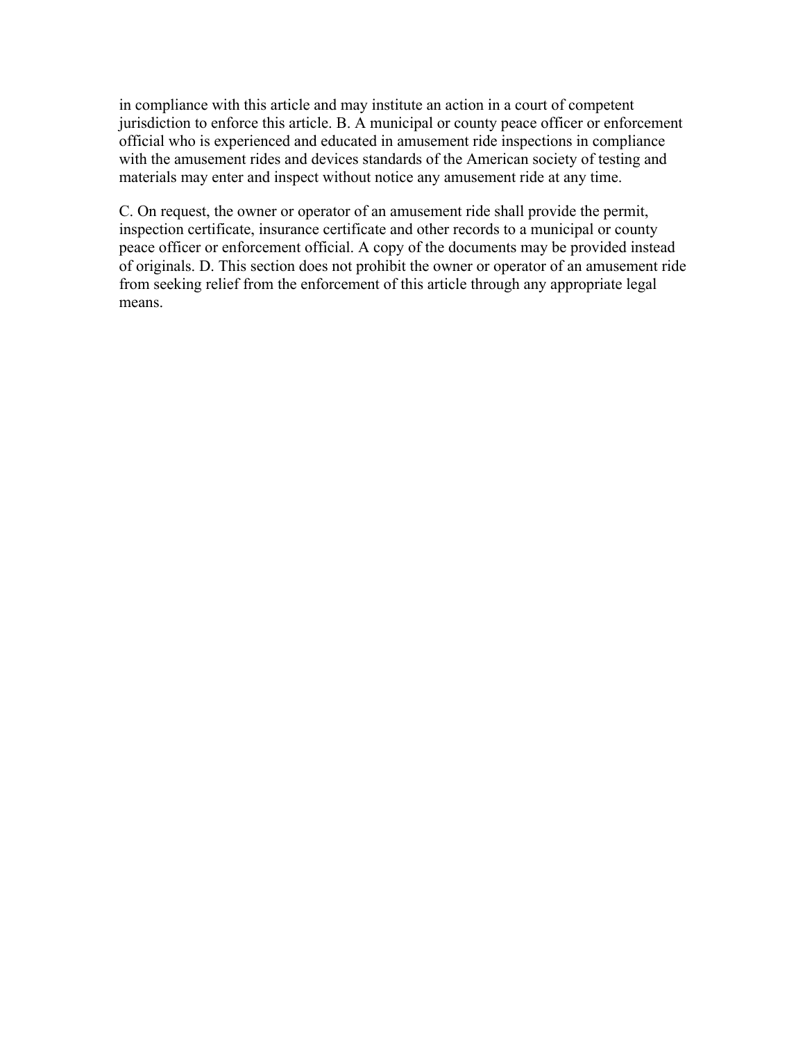in compliance with this article and may institute an action in a court of competent jurisdiction to enforce this article. B. A municipal or county peace officer or enforcement official who is experienced and educated in amusement ride inspections in compliance with the amusement rides and devices standards of the American society of testing and materials may enter and inspect without notice any amusement ride at any time.

C. On request, the owner or operator of an amusement ride shall provide the permit, inspection certificate, insurance certificate and other records to a municipal or county peace officer or enforcement official. A copy of the documents may be provided instead of originals. D. This section does not prohibit the owner or operator of an amusement ride from seeking relief from the enforcement of this article through any appropriate legal means.